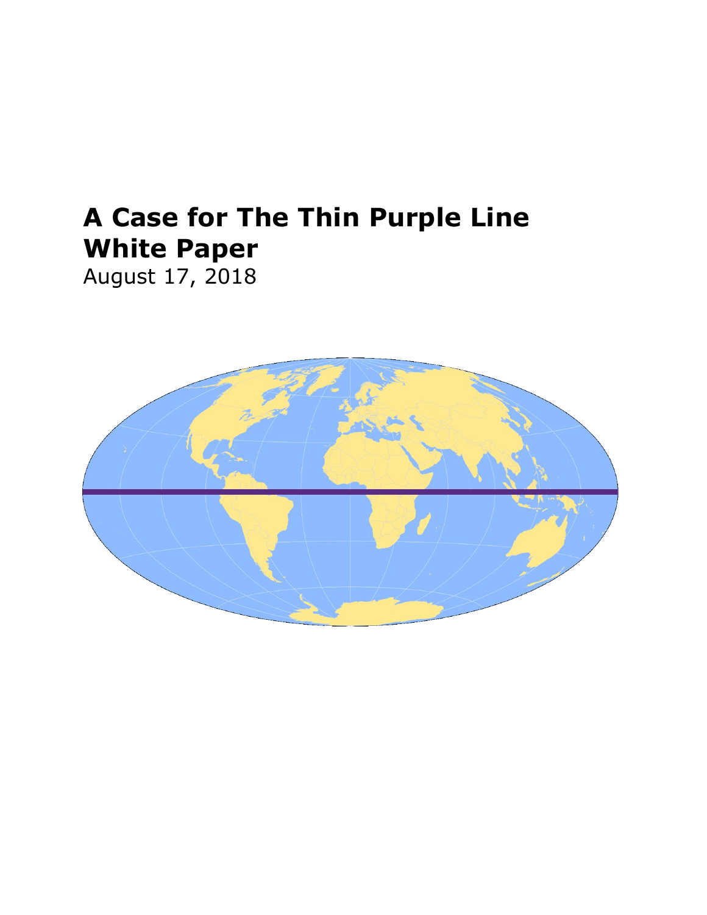# A Case for The Thin Purple Line White Paper

August 17, 2018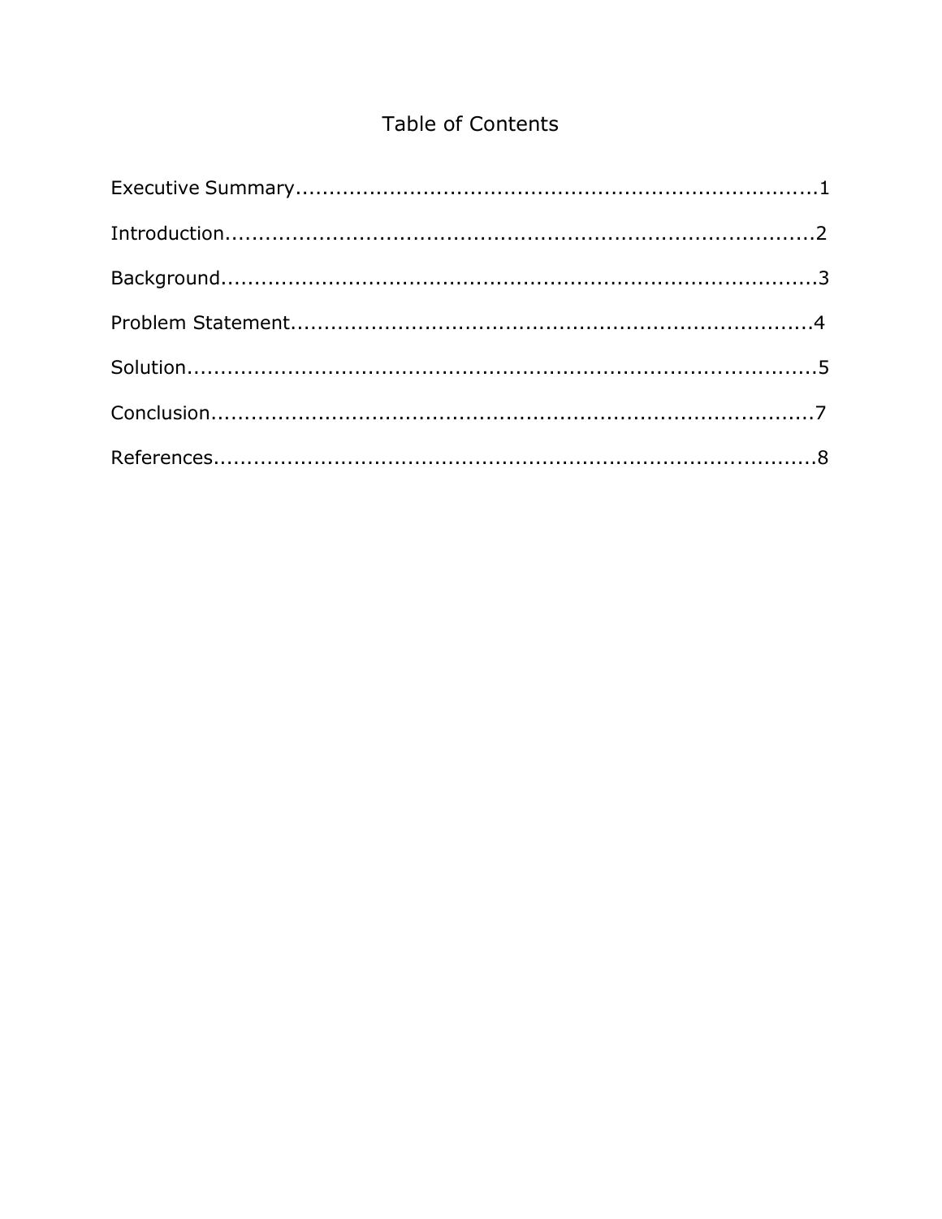# Table of Contents

Executive Summary..............................................................................1

Introduction.........................................................................................2

Background..........................................................................................3

Problem Statement..............................................................................4

Solution...............................................................................................5

Conclusion............................................................................................7

References...........................................................................................8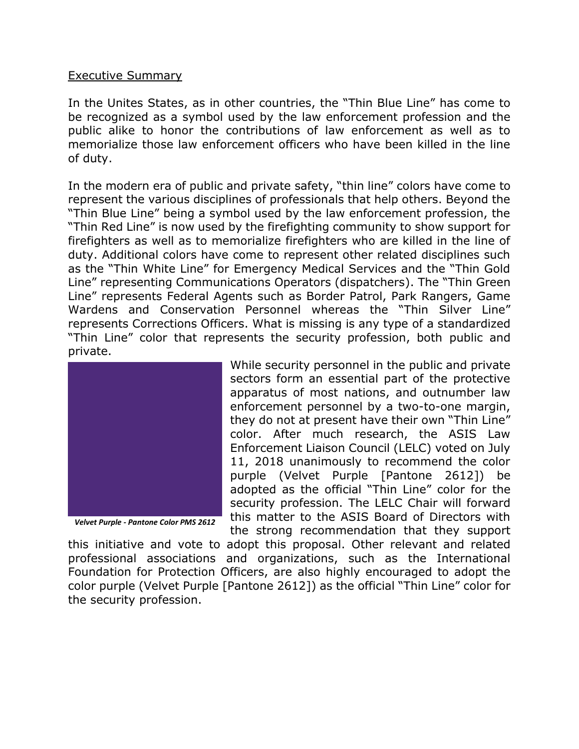Executive Summary

In the Unites States, as in other countries, the "Thin Blue Line" has come to be recognized as a symbol used by the law enforcement profession and the public alike to honor the contributions of law enforcement as well as to memorialize those law enforcement officers who have been killed in the line of duty.

In the modern era of public and private safety, "thin line" colors have come to represent the various disciplines of professionals that help others. Beyond the "Thin Blue Line" being a symbol used by the law enforcement profession, the "Thin Red Line" is now used by the firefighting community to show support for firefighters as well as to memorialize firefighters who are killed in the line of duty. Additional colors have come to represent other related disciplines such as the "Thin White Line" for Emergency Medical Services and the "Thin Gold Line" representing Communications Operators (dispatchers). The "Thin Green Line" represents Federal Agents such as Border Patrol, Park Rangers, Game Wardens and Conservation Personnel whereas the "Thin Silver Line" represents Corrections Officers. What is missing is any type of a standardized "Thin Line" color that represents the security profession, both public and private.

***Velvet Purple - Pantone Color PMS 2612***

While security personnel in the public and private sectors form an essential part of the protective apparatus of most nations, and outnumber law enforcement personnel by a two-to-one margin, they do not at present have their own "Thin Line" color. After much research, the ASIS Law Enforcement Liaison Council (LELC) voted on July 11, 2018 unanimously to recommend the color purple (Velvet Purple [Pantone 2612]) be adopted as the official "Thin Line" color for the security profession. The LELC Chair will forward this matter to the ASIS Board of Directors with the strong recommendation that they support this initiative and vote to adopt this proposal. Other relevant and related professional associations and organizations, such as the International Foundation for Protection Officers, are also highly encouraged to adopt the color purple (Velvet Purple [Pantone 2612]) as the official "Thin Line" color for the security profession.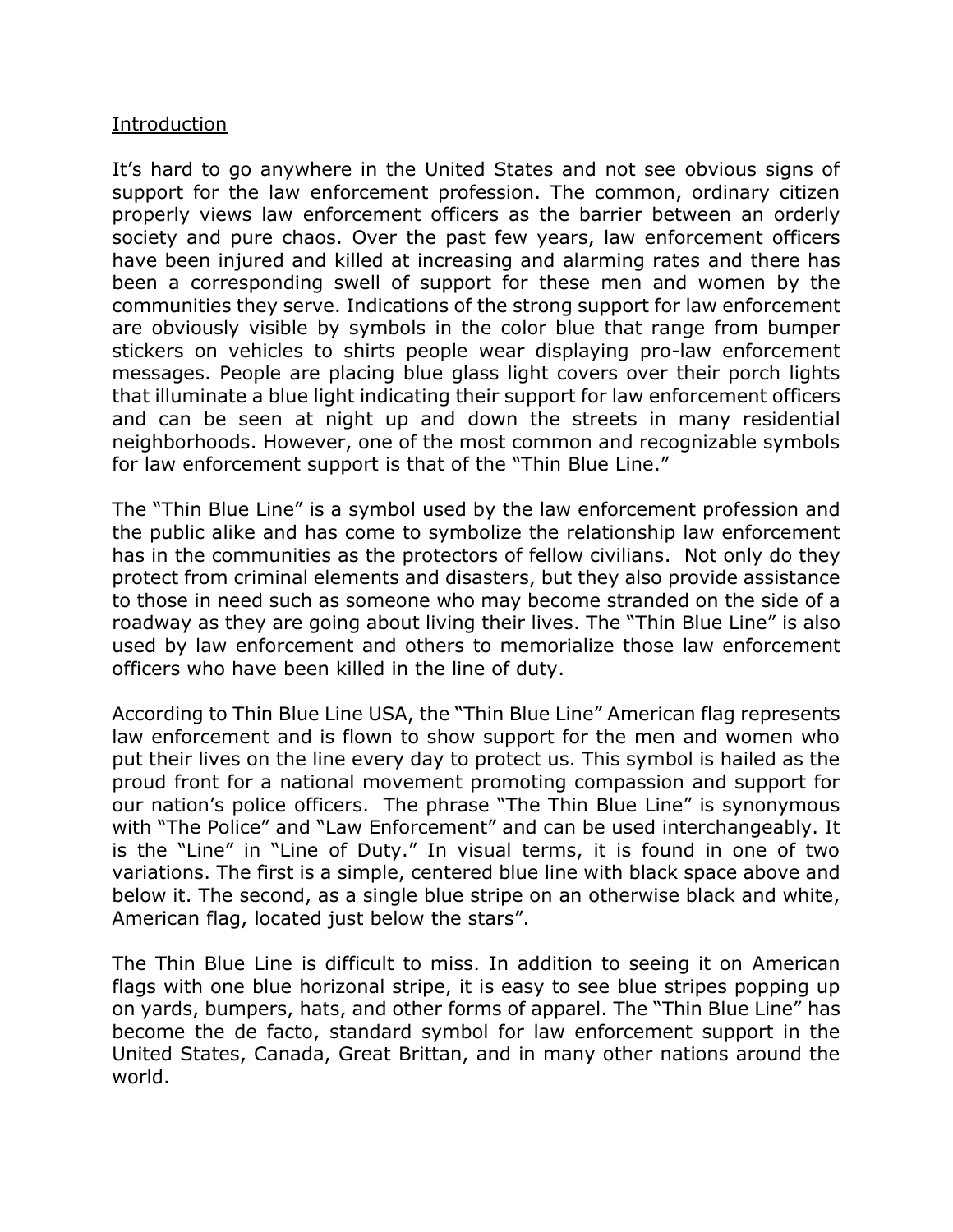<u>Introduction</u>

It's hard to go anywhere in the United States and not see obvious signs of support for the law enforcement profession. The common, ordinary citizen properly views law enforcement officers as the barrier between an orderly society and pure chaos. Over the past few years, law enforcement officers have been injured and killed at increasing and alarming rates and there has been a corresponding swell of support for these men and women by the communities they serve. Indications of the strong support for law enforcement are obviously visible by symbols in the color blue that range from bumper stickers on vehicles to shirts people wear displaying pro-law enforcement messages. People are placing blue glass light covers over their porch lights that illuminate a blue light indicating their support for law enforcement officers and can be seen at night up and down the streets in many residential neighborhoods. However, one of the most common and recognizable symbols for law enforcement support is that of the "Thin Blue Line."

The "Thin Blue Line" is a symbol used by the law enforcement profession and the public alike and has come to symbolize the relationship law enforcement has in the communities as the protectors of fellow civilians. Not only do they protect from criminal elements and disasters, but they also provide assistance to those in need such as someone who may become stranded on the side of a roadway as they are going about living their lives. The "Thin Blue Line" is also used by law enforcement and others to memorialize those law enforcement officers who have been killed in the line of duty.

According to Thin Blue Line USA, the "Thin Blue Line" American flag represents law enforcement and is flown to show support for the men and women who put their lives on the line every day to protect us. This symbol is hailed as the proud front for a national movement promoting compassion and support for our nation's police officers. The phrase "The Thin Blue Line" is synonymous with "The Police" and "Law Enforcement" and can be used interchangeably. It is the "Line" in "Line of Duty." In visual terms, it is found in one of two variations. The first is a simple, centered blue line with black space above and below it. The second, as a single blue stripe on an otherwise black and white, American flag, located just below the stars".

The Thin Blue Line is difficult to miss. In addition to seeing it on American flags with one blue horizonal stripe, it is easy to see blue stripes popping up on yards, bumpers, hats, and other forms of apparel. The "Thin Blue Line" has become the de facto, standard symbol for law enforcement support in the United States, Canada, Great Brittan, and in many other nations around the world.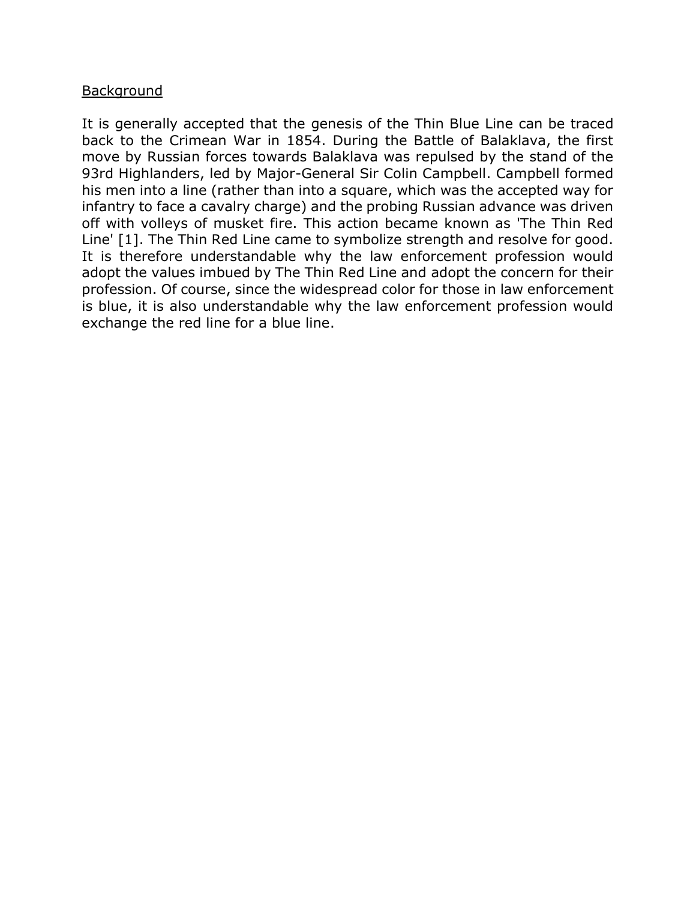## Background

It is generally accepted that the genesis of the Thin Blue Line can be traced back to the Crimean War in 1854. During the Battle of Balaklava, the first move by Russian forces towards Balaklava was repulsed by the stand of the 93rd Highlanders, led by Major-General Sir Colin Campbell. Campbell formed his men into a line (rather than into a square, which was the accepted way for infantry to face a cavalry charge) and the probing Russian advance was driven off with volleys of musket fire. This action became known as 'The Thin Red Line' [1]. The Thin Red Line came to symbolize strength and resolve for good. It is therefore understandable why the law enforcement profession would adopt the values imbued by The Thin Red Line and adopt the concern for their profession. Of course, since the widespread color for those in law enforcement is blue, it is also understandable why the law enforcement profession would exchange the red line for a blue line.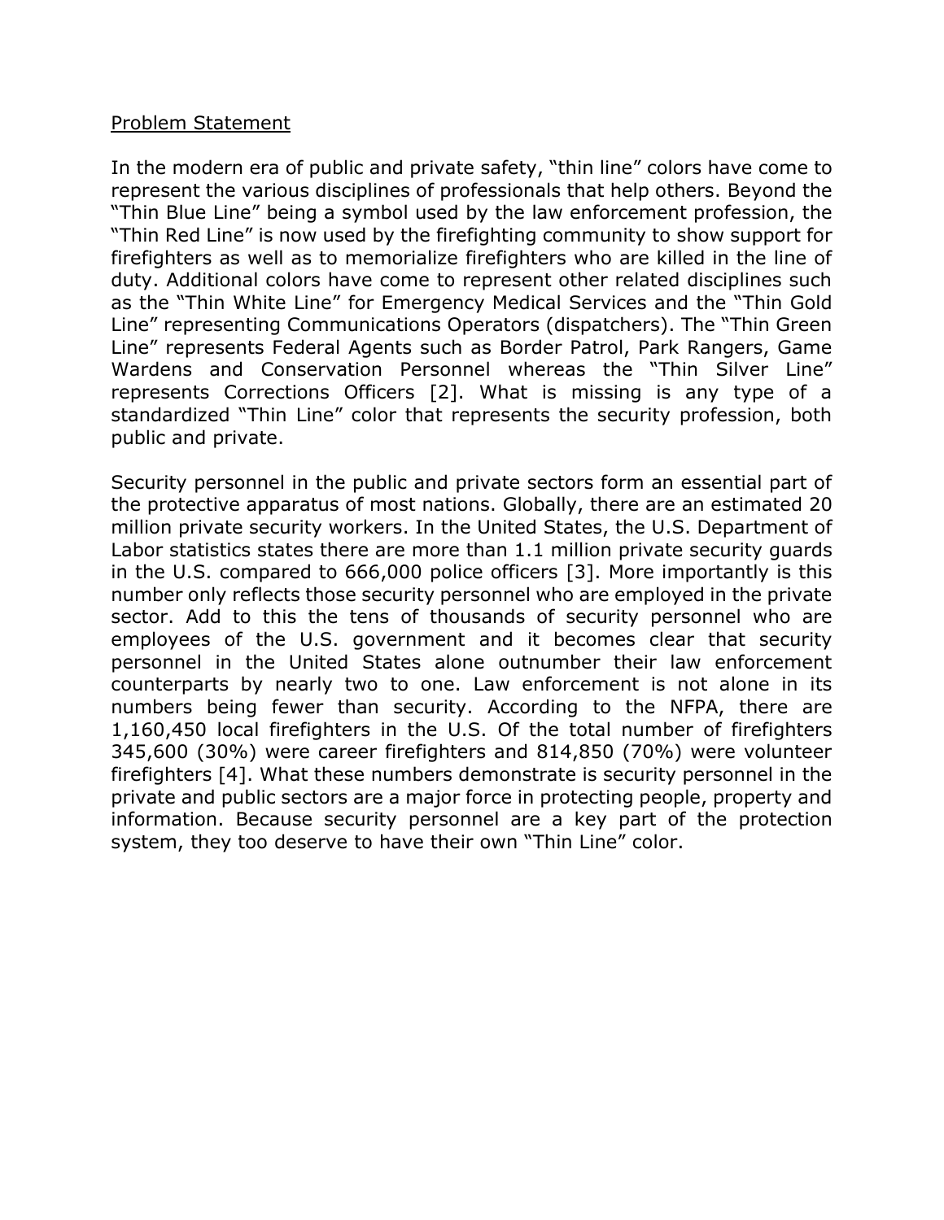## Problem Statement

In the modern era of public and private safety, "thin line" colors have come to represent the various disciplines of professionals that help others. Beyond the "Thin Blue Line" being a symbol used by the law enforcement profession, the "Thin Red Line" is now used by the firefighting community to show support for firefighters as well as to memorialize firefighters who are killed in the line of duty. Additional colors have come to represent other related disciplines such as the "Thin White Line" for Emergency Medical Services and the "Thin Gold Line" representing Communications Operators (dispatchers). The "Thin Green Line" represents Federal Agents such as Border Patrol, Park Rangers, Game Wardens and Conservation Personnel whereas the "Thin Silver Line" represents Corrections Officers [2]. What is missing is any type of a standardized "Thin Line" color that represents the security profession, both public and private.

Security personnel in the public and private sectors form an essential part of the protective apparatus of most nations. Globally, there are an estimated 20 million private security workers. In the United States, the U.S. Department of Labor statistics states there are more than 1.1 million private security guards in the U.S. compared to 666,000 police officers [3]. More importantly is this number only reflects those security personnel who are employed in the private sector. Add to this the tens of thousands of security personnel who are employees of the U.S. government and it becomes clear that security personnel in the United States alone outnumber their law enforcement counterparts by nearly two to one. Law enforcement is not alone in its numbers being fewer than security. According to the NFPA, there are 1,160,450 local firefighters in the U.S. Of the total number of firefighters 345,600 (30%) were career firefighters and 814,850 (70%) were volunteer firefighters [4]. What these numbers demonstrate is security personnel in the private and public sectors are a major force in protecting people, property and information. Because security personnel are a key part of the protection system, they too deserve to have their own "Thin Line" color.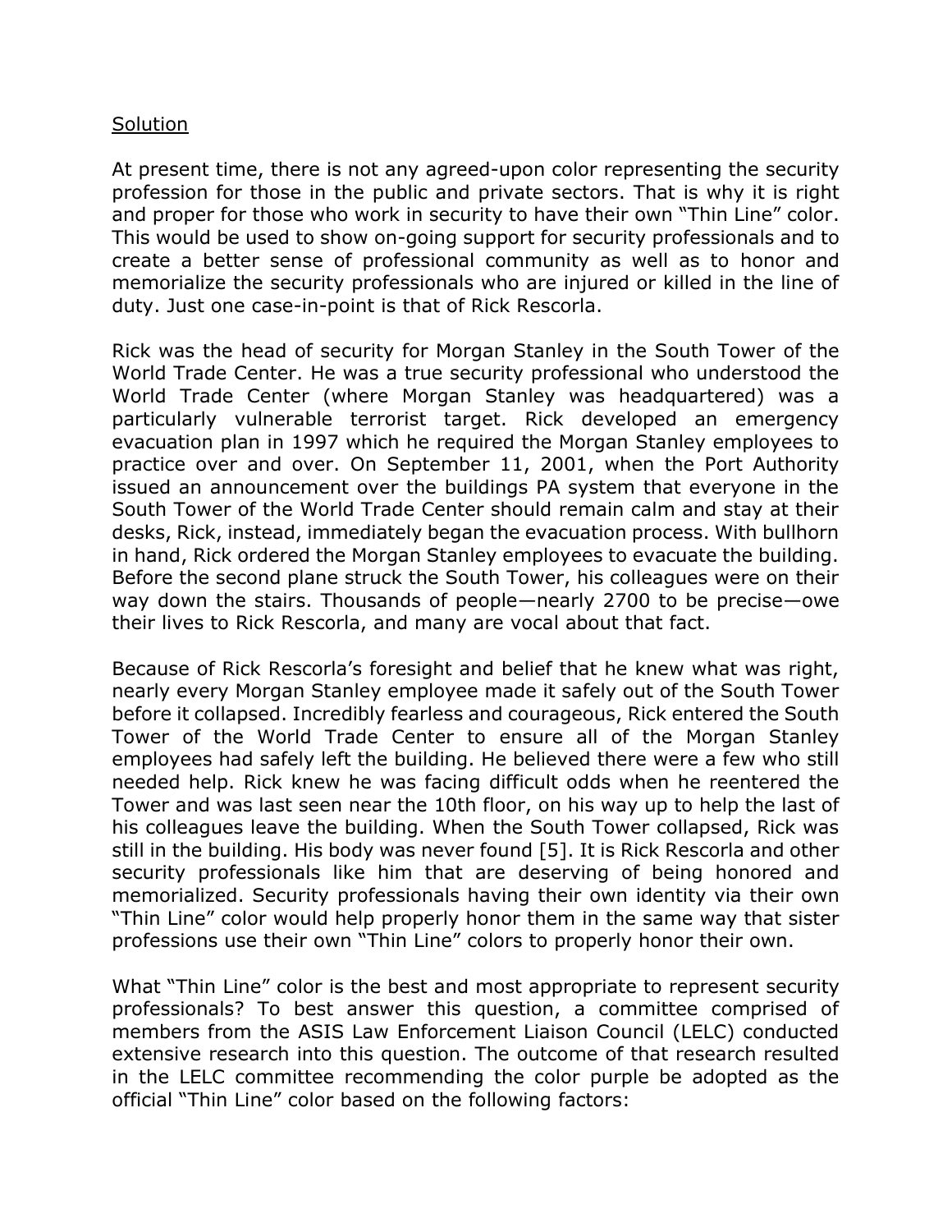Solution

At present time, there is not any agreed-upon color representing the security profession for those in the public and private sectors. That is why it is right and proper for those who work in security to have their own "Thin Line" color. This would be used to show on-going support for security professionals and to create a better sense of professional community as well as to honor and memorialize the security professionals who are injured or killed in the line of duty. Just one case-in-point is that of Rick Rescorla.

Rick was the head of security for Morgan Stanley in the South Tower of the World Trade Center. He was a true security professional who understood the World Trade Center (where Morgan Stanley was headquartered) was a particularly vulnerable terrorist target. Rick developed an emergency evacuation plan in 1997 which he required the Morgan Stanley employees to practice over and over. On September 11, 2001, when the Port Authority issued an announcement over the buildings PA system that everyone in the South Tower of the World Trade Center should remain calm and stay at their desks, Rick, instead, immediately began the evacuation process. With bullhorn in hand, Rick ordered the Morgan Stanley employees to evacuate the building. Before the second plane struck the South Tower, his colleagues were on their way down the stairs. Thousands of people—nearly 2700 to be precise—owe their lives to Rick Rescorla, and many are vocal about that fact.

Because of Rick Rescorla's foresight and belief that he knew what was right, nearly every Morgan Stanley employee made it safely out of the South Tower before it collapsed. Incredibly fearless and courageous, Rick entered the South Tower of the World Trade Center to ensure all of the Morgan Stanley employees had safely left the building. He believed there were a few who still needed help. Rick knew he was facing difficult odds when he reentered the Tower and was last seen near the 10th floor, on his way up to help the last of his colleagues leave the building. When the South Tower collapsed, Rick was still in the building. His body was never found [5]. It is Rick Rescorla and other security professionals like him that are deserving of being honored and memorialized. Security professionals having their own identity via their own "Thin Line" color would help properly honor them in the same way that sister professions use their own "Thin Line" colors to properly honor their own.

What "Thin Line" color is the best and most appropriate to represent security professionals? To best answer this question, a committee comprised of members from the ASIS Law Enforcement Liaison Council (LELC) conducted extensive research into this question. The outcome of that research resulted in the LELC committee recommending the color purple be adopted as the official "Thin Line" color based on the following factors: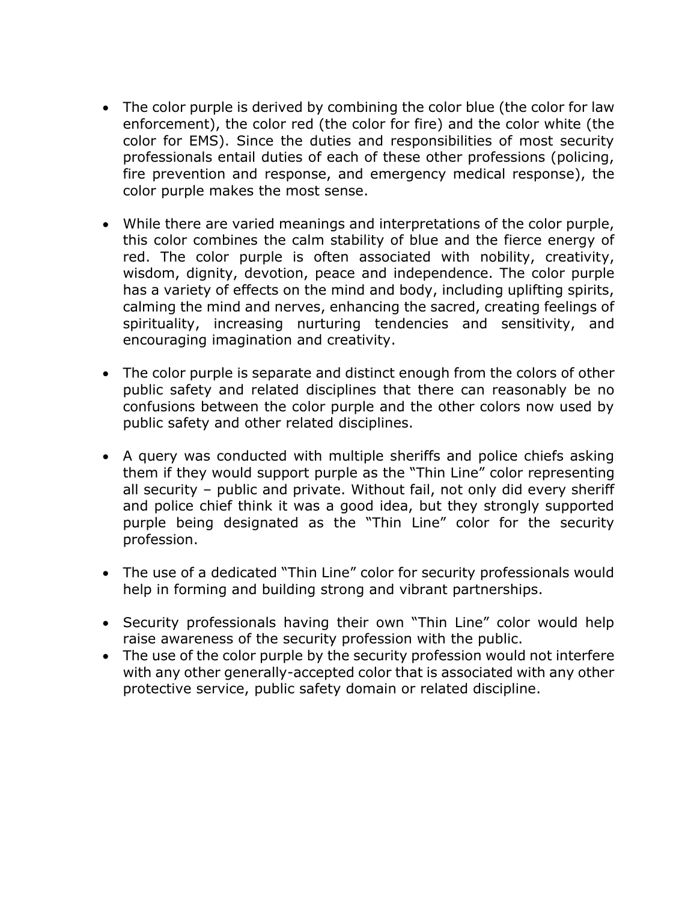- The color purple is derived by combining the color blue (the color for law enforcement), the color red (the color for fire) and the color white (the color for EMS). Since the duties and responsibilities of most security professionals entail duties of each of these other professions (policing, fire prevention and response, and emergency medical response), the color purple makes the most sense.

- While there are varied meanings and interpretations of the color purple, this color combines the calm stability of blue and the fierce energy of red. The color purple is often associated with nobility, creativity, wisdom, dignity, devotion, peace and independence. The color purple has a variety of effects on the mind and body, including uplifting spirits, calming the mind and nerves, enhancing the sacred, creating feelings of spirituality, increasing nurturing tendencies and sensitivity, and encouraging imagination and creativity.

- The color purple is separate and distinct enough from the colors of other public safety and related disciplines that there can reasonably be no confusions between the color purple and the other colors now used by public safety and other related disciplines.

- A query was conducted with multiple sheriffs and police chiefs asking them if they would support purple as the "Thin Line" color representing all security – public and private. Without fail, not only did every sheriff and police chief think it was a good idea, but they strongly supported purple being designated as the "Thin Line" color for the security profession.

- The use of a dedicated "Thin Line" color for security professionals would help in forming and building strong and vibrant partnerships.

- Security professionals having their own "Thin Line" color would help raise awareness of the security profession with the public.
- The use of the color purple by the security profession would not interfere with any other generally-accepted color that is associated with any other protective service, public safety domain or related discipline.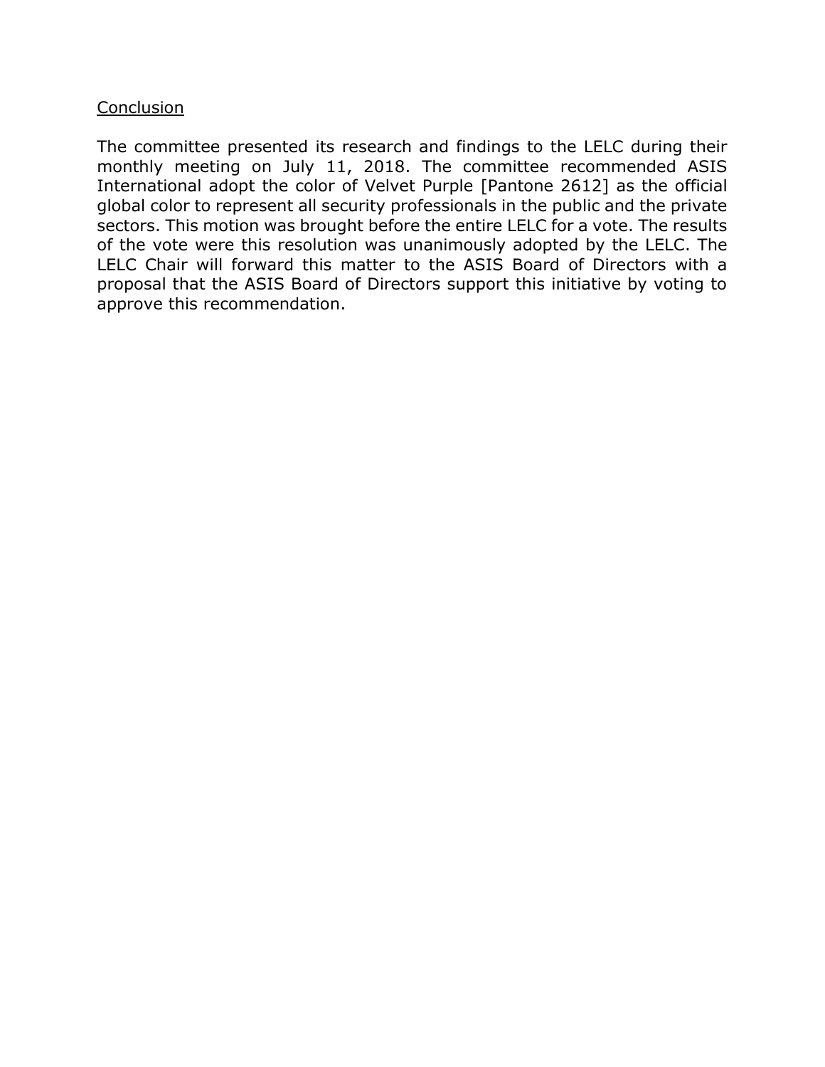<u>Conclusion</u>

The committee presented its research and findings to the LELC during their monthly meeting on July 11, 2018. The committee recommended ASIS International adopt the color of Velvet Purple [Pantone 2612] as the official global color to represent all security professionals in the public and the private sectors. This motion was brought before the entire LELC for a vote. The results of the vote were this resolution was unanimously adopted by the LELC. The LELC Chair will forward this matter to the ASIS Board of Directors with a proposal that the ASIS Board of Directors support this initiative by voting to approve this recommendation.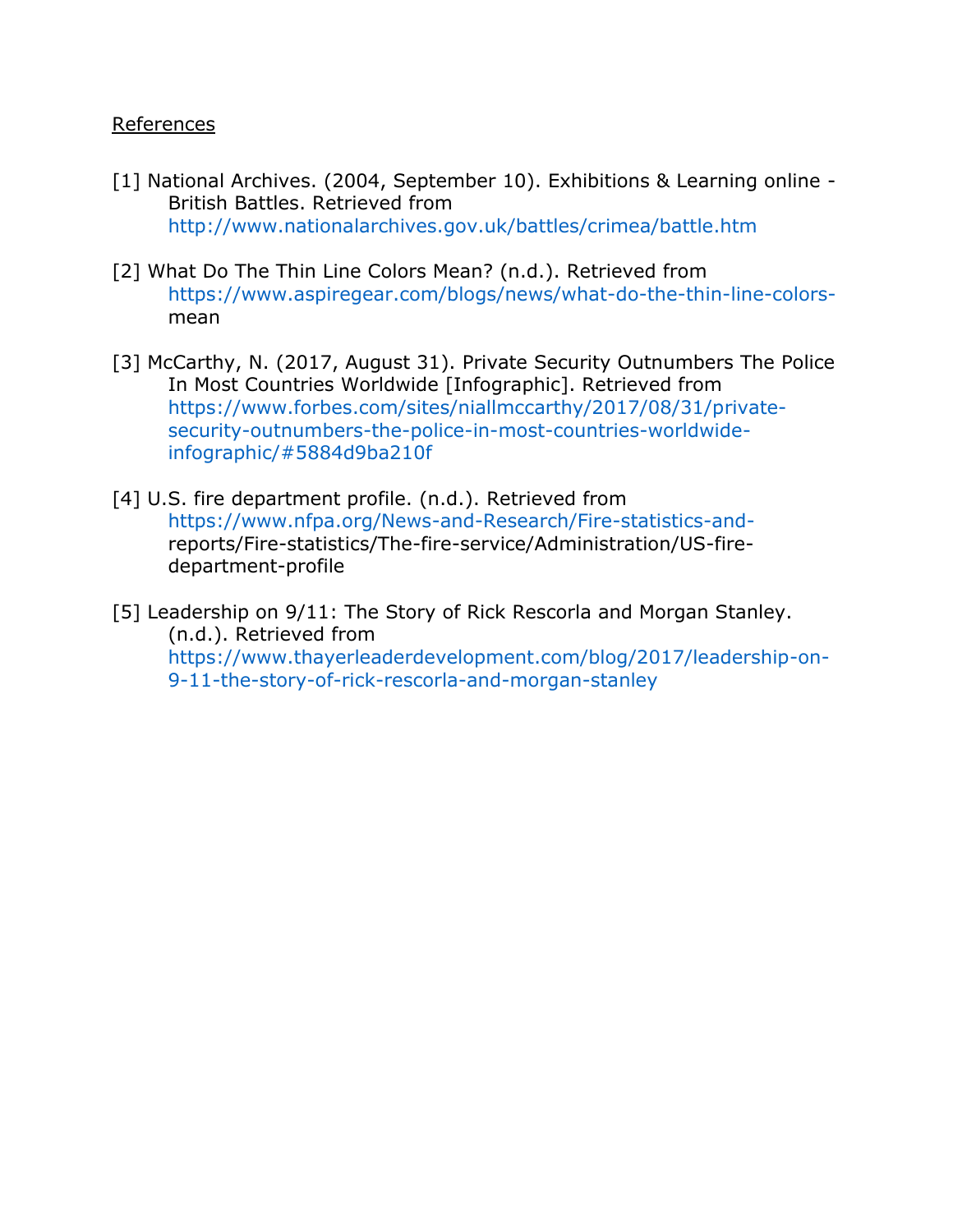References

[1] National Archives. (2004, September 10). Exhibitions & Learning online - British Battles. Retrieved from http://www.nationalarchives.gov.uk/battles/crimea/battle.htm

[2] What Do The Thin Line Colors Mean? (n.d.). Retrieved from https://www.aspiregear.com/blogs/news/what-do-the-thin-line-colors-mean

[3] McCarthy, N. (2017, August 31). Private Security Outnumbers The Police In Most Countries Worldwide [Infographic]. Retrieved from https://www.forbes.com/sites/niallmccarthy/2017/08/31/private-security-outnumbers-the-police-in-most-countries-worldwide-infographic/#5884d9ba210f

[4] U.S. fire department profile. (n.d.). Retrieved from https://www.nfpa.org/News-and-Research/Fire-statistics-and-reports/Fire-statistics/The-fire-service/Administration/US-fire-department-profile

[5] Leadership on 9/11: The Story of Rick Rescorla and Morgan Stanley. (n.d.). Retrieved from https://www.thayerleaderdevelopment.com/blog/2017/leadership-on-9-11-the-story-of-rick-rescorla-and-morgan-stanley